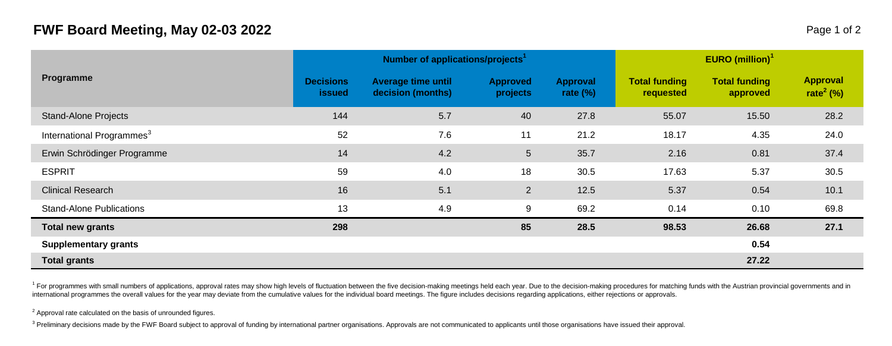# FWF Board Meeting, May 02-03 2022

| Programme | Number of applications/projects[1] | | | | EURO (million)[1] | | |
|---|---|---|---|---|---|---|---|
| | Decisions issued | Average time until decision (months) | Approved projects | Approval rate (%) | Total funding requested | Total funding approved | Approval rate[2] (%) |
| Stand-Alone Projects | 144 | 5.7 | 40 | 27.8 | 55.07 | 15.50 | 28.2 |
| International Programmes[3] | 52 | 7.6 | 11 | 21.2 | 18.17 | 4.35 | 24.0 |
| Erwin Schrödinger Programme | 14 | 4.2 | 5 | 35.7 | 2.16 | 0.81 | 37.4 |
| ESPRIT | 59 | 4.0 | 18 | 30.5 | 17.63 | 5.37 | 30.5 |
| Clinical Research | 16 | 5.1 | 2 | 12.5 | 5.37 | 0.54 | 10.1 |
| Stand-Alone Publications | 13 | 4.9 | 9 | 69.2 | 0.14 | 0.10 | 69.8 |
| **Total new grants** | **298** | | **85** | **28.5** | **98.53** | **26.68** | **27.1** |
| **Supplementary grants** | | | | | | **0.54** | |
| **Total grants** | | | | | | **27.22** | |

[1] For programmes with small numbers of applications, approval rates may show high levels of fluctuation between the five decision-making meetings held each year. Due to the decision-making procedures for matching funds with the Austrian provincial governments and in international programmes the overall values for the year may deviate from the cumulative values for the individual board meetings. The figure includes decisions regarding applications, either rejections or approvals.

[2] Approval rate calculated on the basis of unrounded figures.

[3] Preliminary decisions made by the FWF Board subject to approval of funding by international partner organisations. Approvals are not communicated to applicants until those organisations have issued their approval.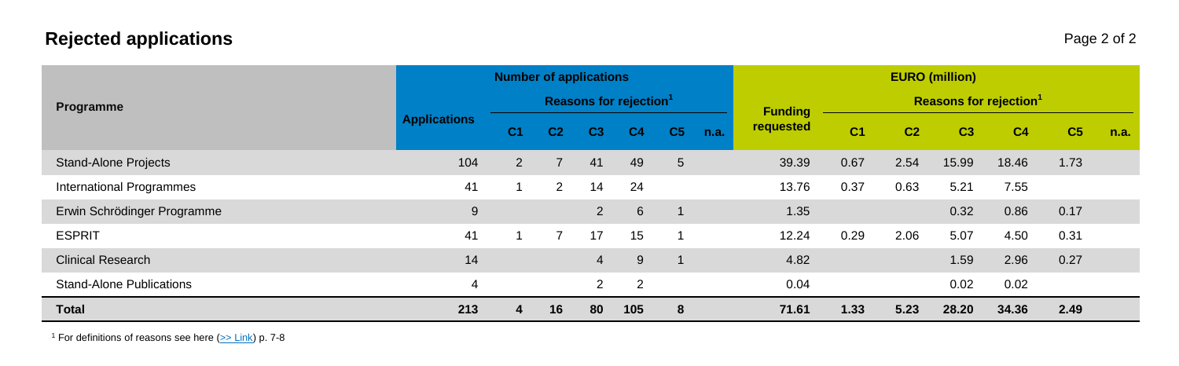# Rejected applications

| Programme | Applications | Number of applications | | | | | | Funding requested | EURO (million) | | | | | |
|---|---|---|---|---|---|---|---|---|---|---|---|---|---|---|
| | | Reasons for rejection[1] | | | | | | | Reasons for rejection[1] | | | | | |
| | | C1 | C2 | C3 | C4 | C5 | n.a. | | C1 | C2 | C3 | C4 | C5 | n.a. |
| Stand-Alone Projects | 104 | 2 | 7 | 41 | 49 | 5 | | 39.39 | 0.67 | 2.54 | 15.99 | 18.46 | 1.73 | |
| International Programmes | 41 | 1 | 2 | 14 | 24 | | | 13.76 | 0.37 | 0.63 | 5.21 | 7.55 | | |
| Erwin Schrödinger Programme | 9 | | | 2 | 6 | 1 | | 1.35 | | | 0.32 | 0.86 | 0.17 | |
| ESPRIT | 41 | 1 | 7 | 17 | 15 | 1 | | 12.24 | 0.29 | 2.06 | 5.07 | 4.50 | 0.31 | |
| Clinical Research | 14 | | | 4 | 9 | 1 | | 4.82 | | | 1.59 | 2.96 | 0.27 | |
| Stand-Alone Publications | 4 | | | 2 | 2 | | | 0.04 | | | 0.02 | 0.02 | | |
| **Total** | **213** | **4** | **16** | **80** | **105** | **8** | | **71.61** | **1.33** | **5.23** | **28.20** | **34.36** | **2.49** | |

[1] For definitions of reasons see here (>> Link) p. 7-8